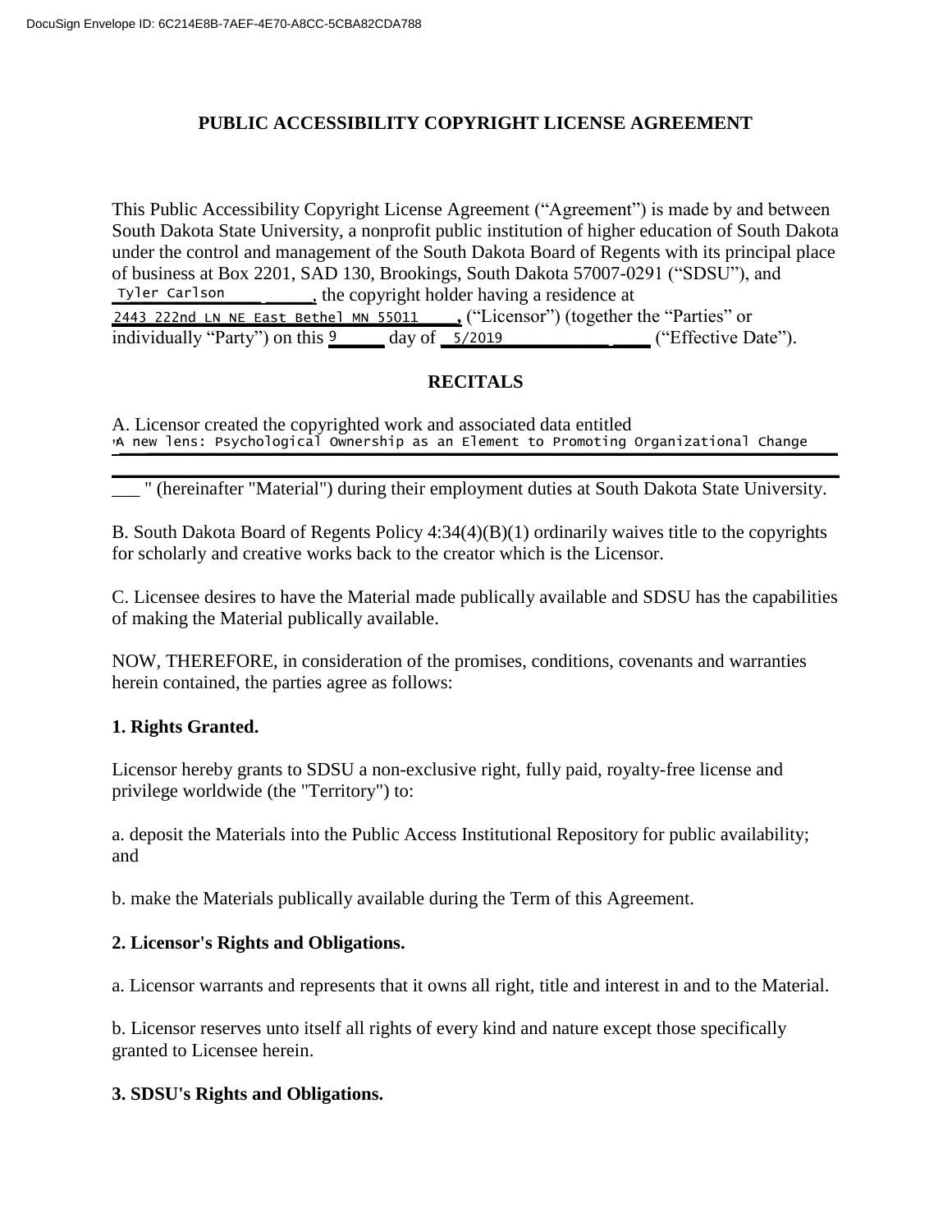DocuSign Envelope ID: 6C214E8B-7AEF-4E70-A8CC-5CBA82CDA788

# PUBLIC ACCESSIBILITY COPYRIGHT LICENSE AGREEMENT

This Public Accessibility Copyright License Agreement ("Agreement") is made by and between South Dakota State University, a nonprofit public institution of higher education of South Dakota under the control and management of the South Dakota Board of Regents with its principal place of business at Box 2201, SAD 130, Brookings, South Dakota 57007-0291 ("SDSU"), and Tyler Carlson, the copyright holder having a residence at 2443 222nd LN NE East Bethel MN 55011, ("Licensor") (together the "Parties" or individually "Party") on this 9 day of 5/2019 ("Effective Date").

## RECITALS

A. Licensor created the copyrighted work and associated data entitled "A new lens: Psychological Ownership as an Element to Promoting Organizational Change" (hereinafter "Material") during their employment duties at South Dakota State University.

B. South Dakota Board of Regents Policy 4:34(4)(B)(1) ordinarily waives title to the copyrights for scholarly and creative works back to the creator which is the Licensor.

C. Licensee desires to have the Material made publically available and SDSU has the capabilities of making the Material publically available.

NOW, THEREFORE, in consideration of the promises, conditions, covenants and warranties herein contained, the parties agree as follows:

**1. Rights Granted.**

Licensor hereby grants to SDSU a non-exclusive right, fully paid, royalty-free license and privilege worldwide (the "Territory") to:

a. deposit the Materials into the Public Access Institutional Repository for public availability; and

b. make the Materials publically available during the Term of this Agreement.

**2. Licensor's Rights and Obligations.**

a. Licensor warrants and represents that it owns all right, title and interest in and to the Material.

b. Licensor reserves unto itself all rights of every kind and nature except those specifically granted to Licensee herein.

**3. SDSU's Rights and Obligations.**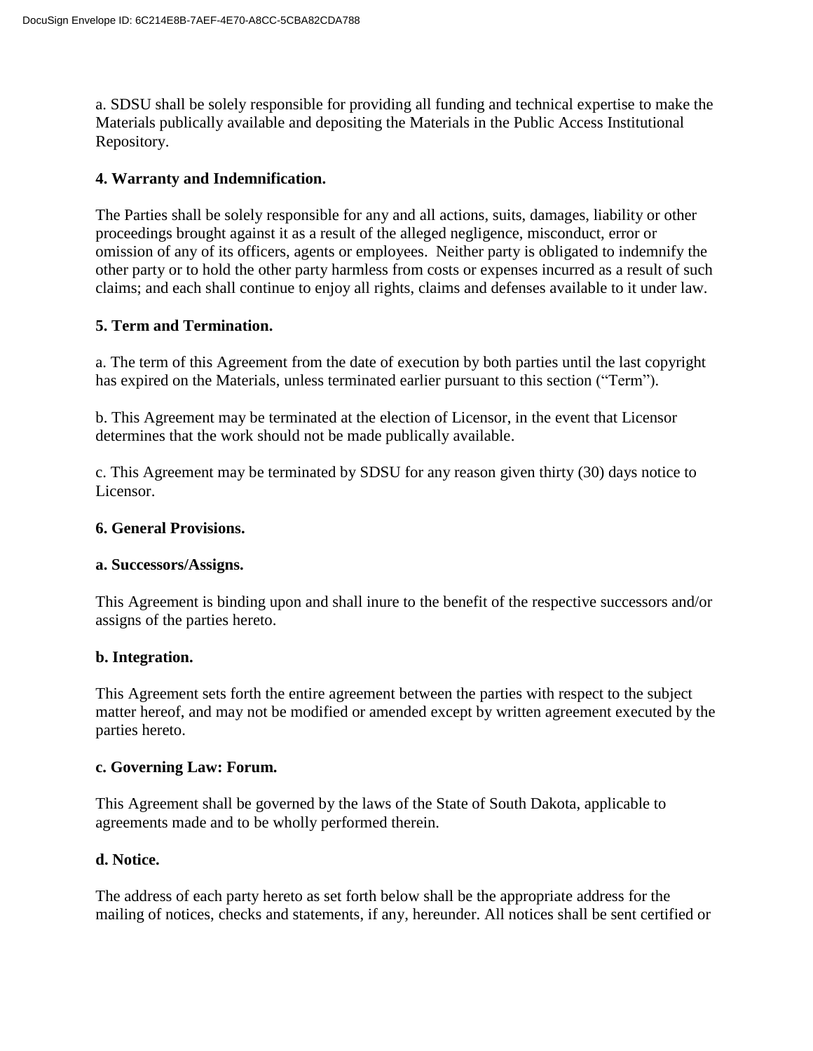a. SDSU shall be solely responsible for providing all funding and technical expertise to make the Materials publically available and depositing the Materials in the Public Access Institutional Repository.

**4. Warranty and Indemnification.**

The Parties shall be solely responsible for any and all actions, suits, damages, liability or other proceedings brought against it as a result of the alleged negligence, misconduct, error or omission of any of its officers, agents or employees. Neither party is obligated to indemnify the other party or to hold the other party harmless from costs or expenses incurred as a result of such claims; and each shall continue to enjoy all rights, claims and defenses available to it under law.

**5. Term and Termination.**

a. The term of this Agreement from the date of execution by both parties until the last copyright has expired on the Materials, unless terminated earlier pursuant to this section ("Term").

b. This Agreement may be terminated at the election of Licensor, in the event that Licensor determines that the work should not be made publically available.

c. This Agreement may be terminated by SDSU for any reason given thirty (30) days notice to Licensor.

**6. General Provisions.**

**a. Successors/Assigns.**

This Agreement is binding upon and shall inure to the benefit of the respective successors and/or assigns of the parties hereto.

**b. Integration.**

This Agreement sets forth the entire agreement between the parties with respect to the subject matter hereof, and may not be modified or amended except by written agreement executed by the parties hereto.

**c. Governing Law: Forum.**

This Agreement shall be governed by the laws of the State of South Dakota, applicable to agreements made and to be wholly performed therein.

**d. Notice.**

The address of each party hereto as set forth below shall be the appropriate address for the mailing of notices, checks and statements, if any, hereunder. All notices shall be sent certified or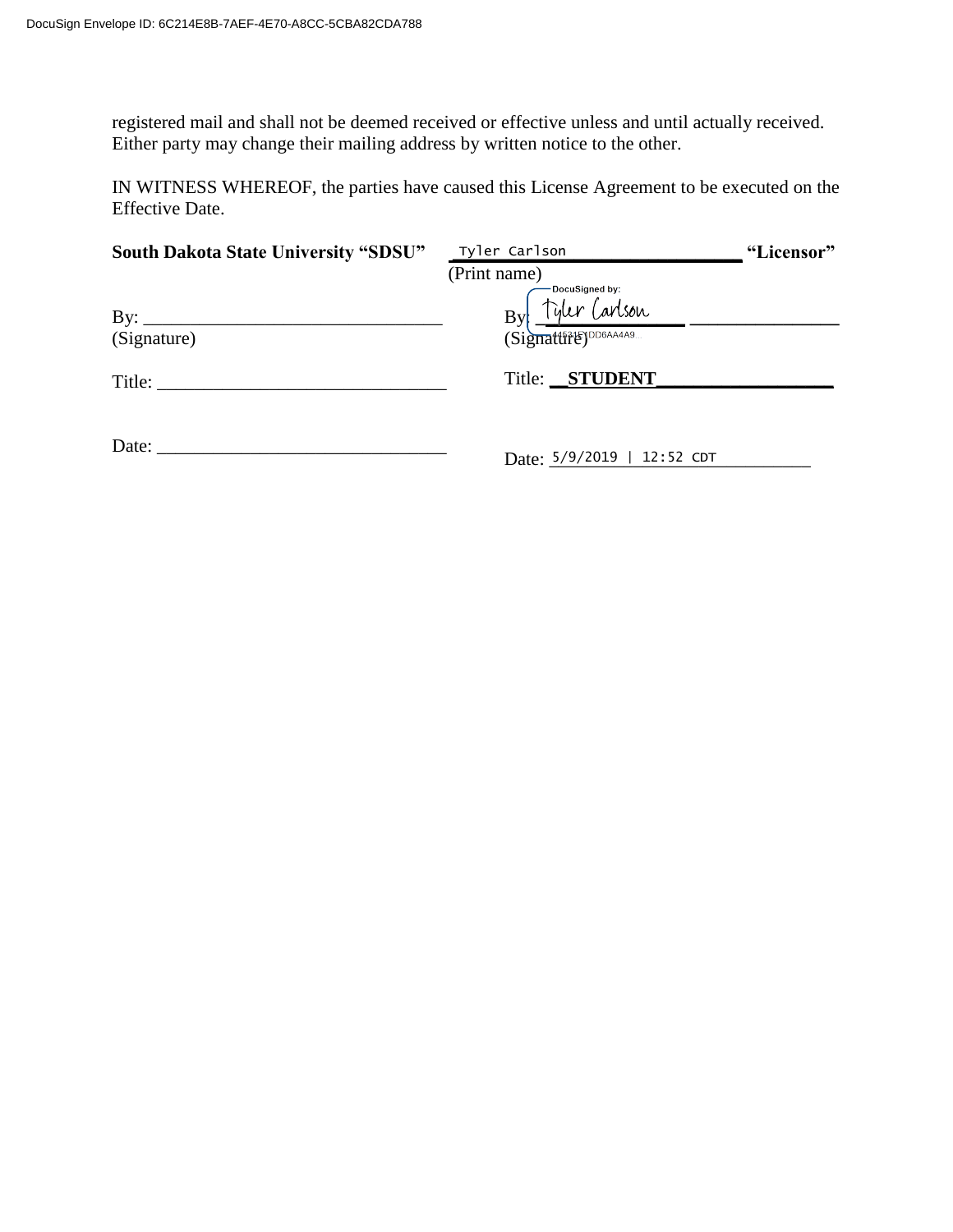registered mail and shall not be deemed received or effective unless and until actually received. Either party may change their mailing address by written notice to the other.

IN WITNESS WHEREOF, the parties have caused this License Agreement to be executed on the Effective Date.

| | |
|---|---|
| **South Dakota State University "SDSU"** | Tyler Carlson **"Licensor"** |
| | (Print name) |
| By: ______________________________ | By: Tyler Carlson |
| (Signature) | (Signature) |
| Title: ______________________________ | Title: **STUDENT** |
| Date: ______________________________ | Date: 5/9/2019 \| 12:52 CDT |